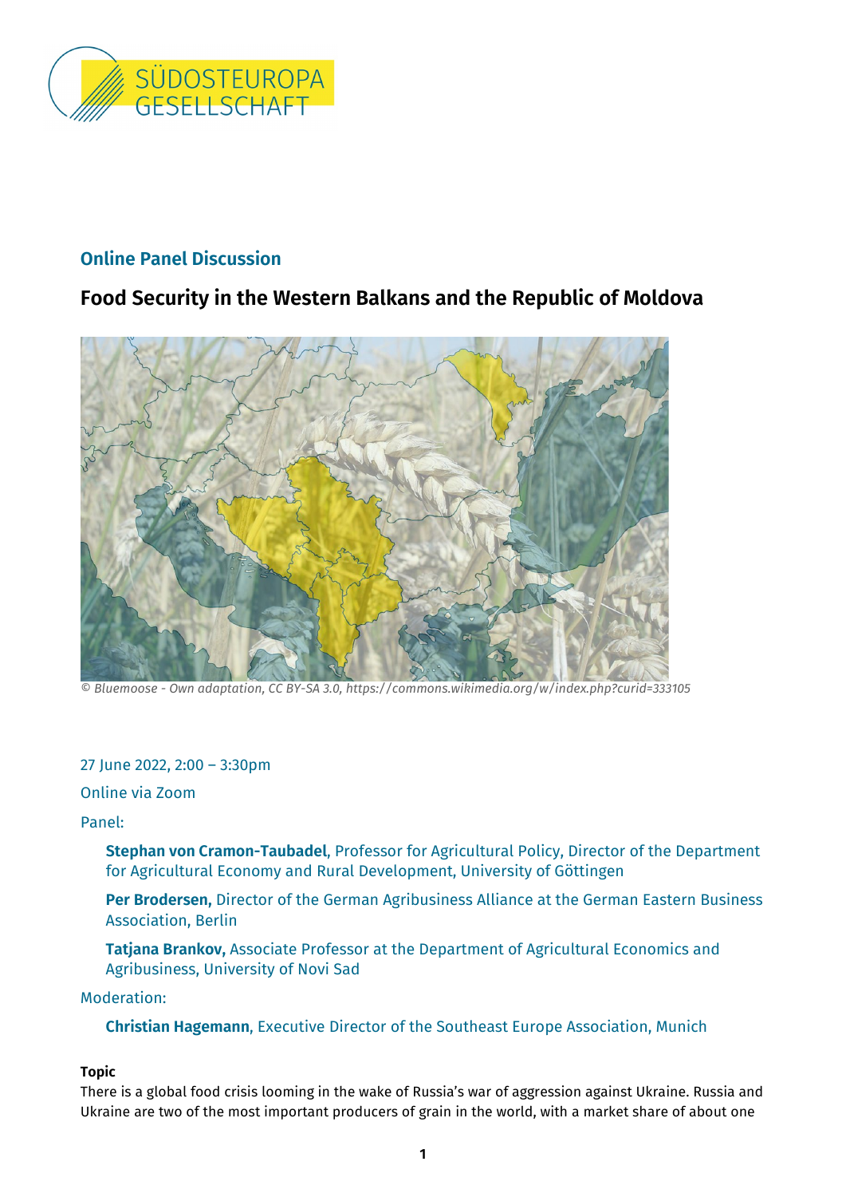SÜDOSTEUROPA GESELLSCHAFT

## Online Panel Discussion

# Food Security in the Western Balkans and the Republic of Moldova

*© Bluemoose - Own adaptation, CC BY-SA 3.0, https://commons.wikimedia.org/w/index.php?curid=333105*

27 June 2022, 2:00 – 3:30pm

Online via Zoom

Panel:

**Stephan von Cramon-Taubadel**, Professor for Agricultural Policy, Director of the Department for Agricultural Economy and Rural Development, University of Göttingen

**Per Brodersen,** Director of the German Agribusiness Alliance at the German Eastern Business Association, Berlin

**Tatjana Brankov,** Associate Professor at the Department of Agricultural Economics and Agribusiness, University of Novi Sad

Moderation:

**Christian Hagemann**, Executive Director of the Southeast Europe Association, Munich

**Topic**

There is a global food crisis looming in the wake of Russia's war of aggression against Ukraine. Russia and Ukraine are two of the most important producers of grain in the world, with a market share of about one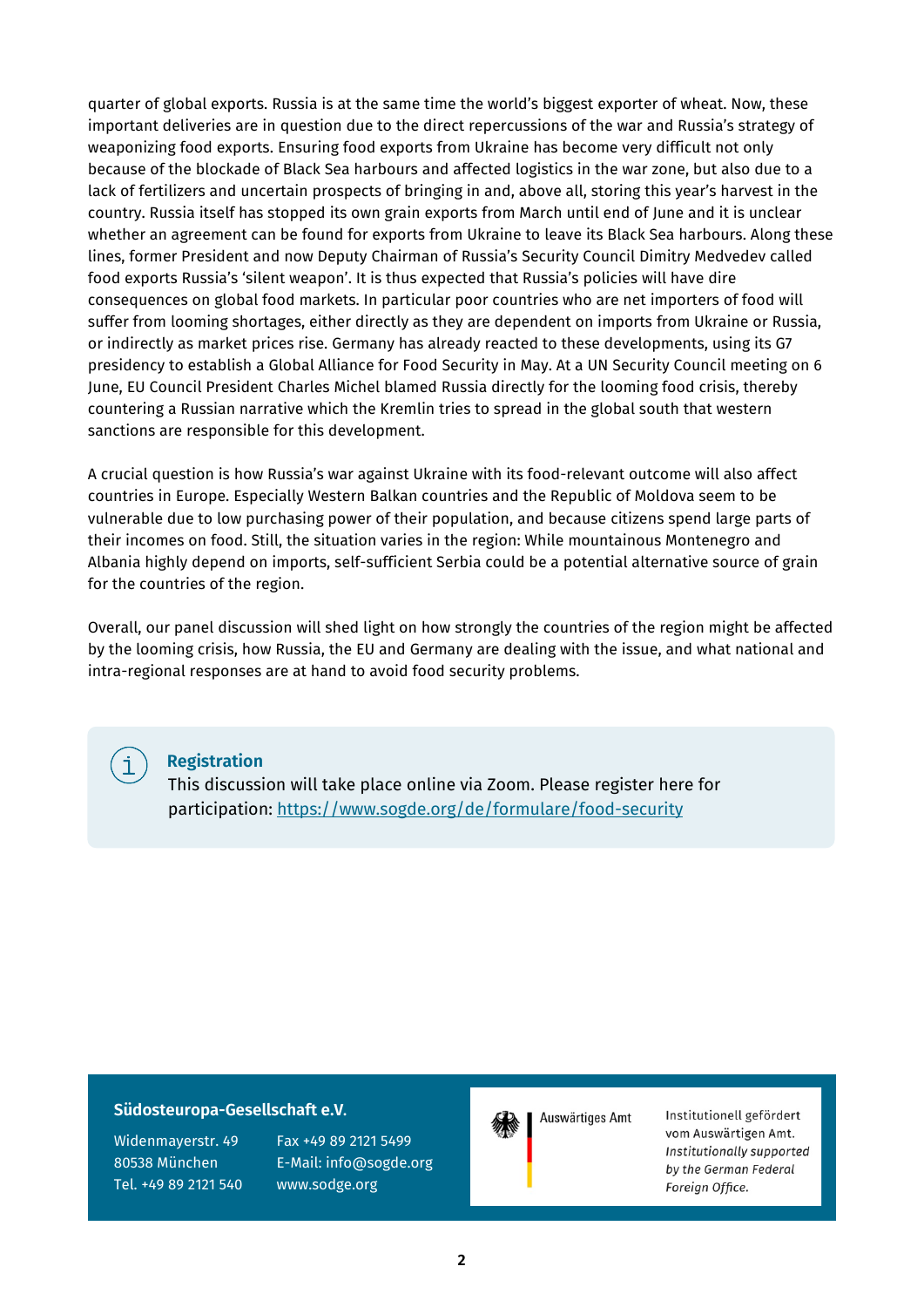quarter of global exports. Russia is at the same time the world's biggest exporter of wheat. Now, these important deliveries are in question due to the direct repercussions of the war and Russia's strategy of weaponizing food exports. Ensuring food exports from Ukraine has become very difficult not only because of the blockade of Black Sea harbours and affected logistics in the war zone, but also due to a lack of fertilizers and uncertain prospects of bringing in and, above all, storing this year's harvest in the country. Russia itself has stopped its own grain exports from March until end of June and it is unclear whether an agreement can be found for exports from Ukraine to leave its Black Sea harbours. Along these lines, former President and now Deputy Chairman of Russia's Security Council Dimitry Medvedev called food exports Russia's 'silent weapon'. It is thus expected that Russia's policies will have dire consequences on global food markets. In particular poor countries who are net importers of food will suffer from looming shortages, either directly as they are dependent on imports from Ukraine or Russia, or indirectly as market prices rise. Germany has already reacted to these developments, using its G7 presidency to establish a Global Alliance for Food Security in May. At a UN Security Council meeting on 6 June, EU Council President Charles Michel blamed Russia directly for the looming food crisis, thereby countering a Russian narrative which the Kremlin tries to spread in the global south that western sanctions are responsible for this development.

A crucial question is how Russia's war against Ukraine with its food-relevant outcome will also affect countries in Europe. Especially Western Balkan countries and the Republic of Moldova seem to be vulnerable due to low purchasing power of their population, and because citizens spend large parts of their incomes on food. Still, the situation varies in the region: While mountainous Montenegro and Albania highly depend on imports, self-sufficient Serbia could be a potential alternative source of grain for the countries of the region.

Overall, our panel discussion will shed light on how strongly the countries of the region might be affected by the looming crisis, how Russia, the EU and Germany are dealing with the issue, and what national and intra-regional responses are at hand to avoid food security problems.

**Registration**

This discussion will take place online via Zoom. Please register here for participation: https://www.sogde.org/de/formulare/food-security

**Südosteuropa-Gesellschaft e.V.**

Widenmayerstr. 49
80538 München
Tel. +49 89 2121 540

Fax +49 89 2121 5499
E-Mail: info@sogde.org
www.sodge.org

Auswärtiges Amt

Institutionell gefördert vom Auswärtigen Amt.
*Institutionally supported by the German Federal Foreign Office.*